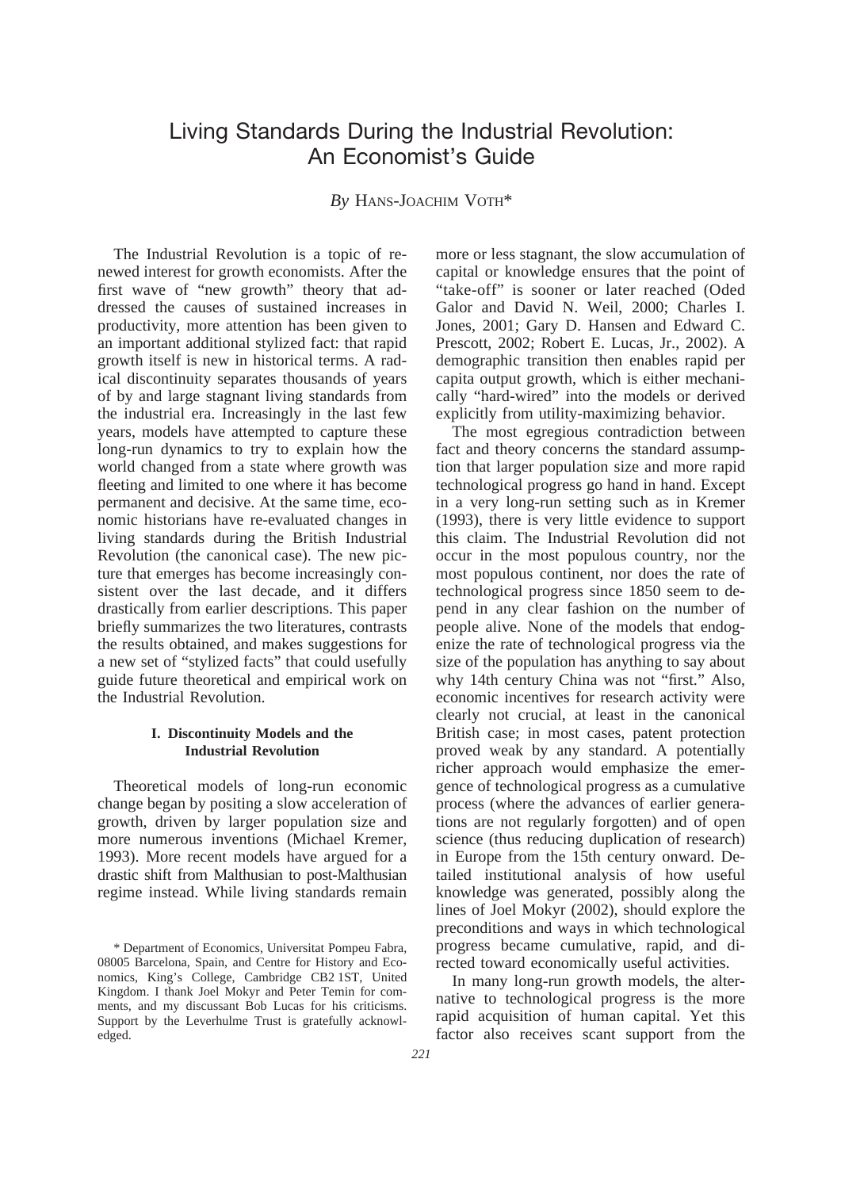# Living Standards During the Industrial Revolution: An Economist's Guide

*By* HANS-JOACHIM VOTH*

The Industrial Revolution is a topic of renewed interest for growth economists. After the first wave of "new growth" theory that addressed the causes of sustained increases in productivity, more attention has been given to an important additional stylized fact: that rapid growth itself is new in historical terms. A radical discontinuity separates thousands of years of by and large stagnant living standards from the industrial era. Increasingly in the last few years, models have attempted to capture these long-run dynamics to try to explain how the world changed from a state where growth was fleeting and limited to one where it has become permanent and decisive. At the same time, economic historians have re-evaluated changes in living standards during the British Industrial Revolution (the canonical case). The new picture that emerges has become increasingly consistent over the last decade, and it differs drastically from earlier descriptions. This paper briefly summarizes the two literatures, contrasts the results obtained, and makes suggestions for a new set of "stylized facts" that could usefully guide future theoretical and empirical work on the Industrial Revolution.

## I. Discontinuity Models and the Industrial Revolution

Theoretical models of long-run economic change began by positing a slow acceleration of growth, driven by larger population size and more numerous inventions (Michael Kremer, 1993). More recent models have argued for a drastic shift from Malthusian to post-Malthusian regime instead. While living standards remain more or less stagnant, the slow accumulation of capital or knowledge ensures that the point of "take-off" is sooner or later reached (Oded Galor and David N. Weil, 2000; Charles I. Jones, 2001; Gary D. Hansen and Edward C. Prescott, 2002; Robert E. Lucas, Jr., 2002). A demographic transition then enables rapid per capita output growth, which is either mechanically "hard-wired" into the models or derived explicitly from utility-maximizing behavior.

The most egregious contradiction between fact and theory concerns the standard assumption that larger population size and more rapid technological progress go hand in hand. Except in a very long-run setting such as in Kremer (1993), there is very little evidence to support this claim. The Industrial Revolution did not occur in the most populous country, nor the most populous continent, nor does the rate of technological progress since 1850 seem to depend in any clear fashion on the number of people alive. None of the models that endogenize the rate of technological progress via the size of the population has anything to say about why 14th century China was not "first." Also, economic incentives for research activity were clearly not crucial, at least in the canonical British case; in most cases, patent protection proved weak by any standard. A potentially richer approach would emphasize the emergence of technological progress as a cumulative process (where the advances of earlier generations are not regularly forgotten) and of open science (thus reducing duplication of research) in Europe from the 15th century onward. Detailed institutional analysis of how useful knowledge was generated, possibly along the lines of Joel Mokyr (2002), should explore the preconditions and ways in which technological progress became cumulative, rapid, and directed toward economically useful activities.

In many long-run growth models, the alternative to technological progress is the more rapid acquisition of human capital. Yet this factor also receives scant support from the

\* Department of Economics, Universitat Pompeu Fabra, 08005 Barcelona, Spain, and Centre for History and Economics, King's College, Cambridge CB2 1ST, United Kingdom. I thank Joel Mokyr and Peter Temin for comments, and my discussant Bob Lucas for his criticisms. Support by the Leverhulme Trust is gratefully acknowledged.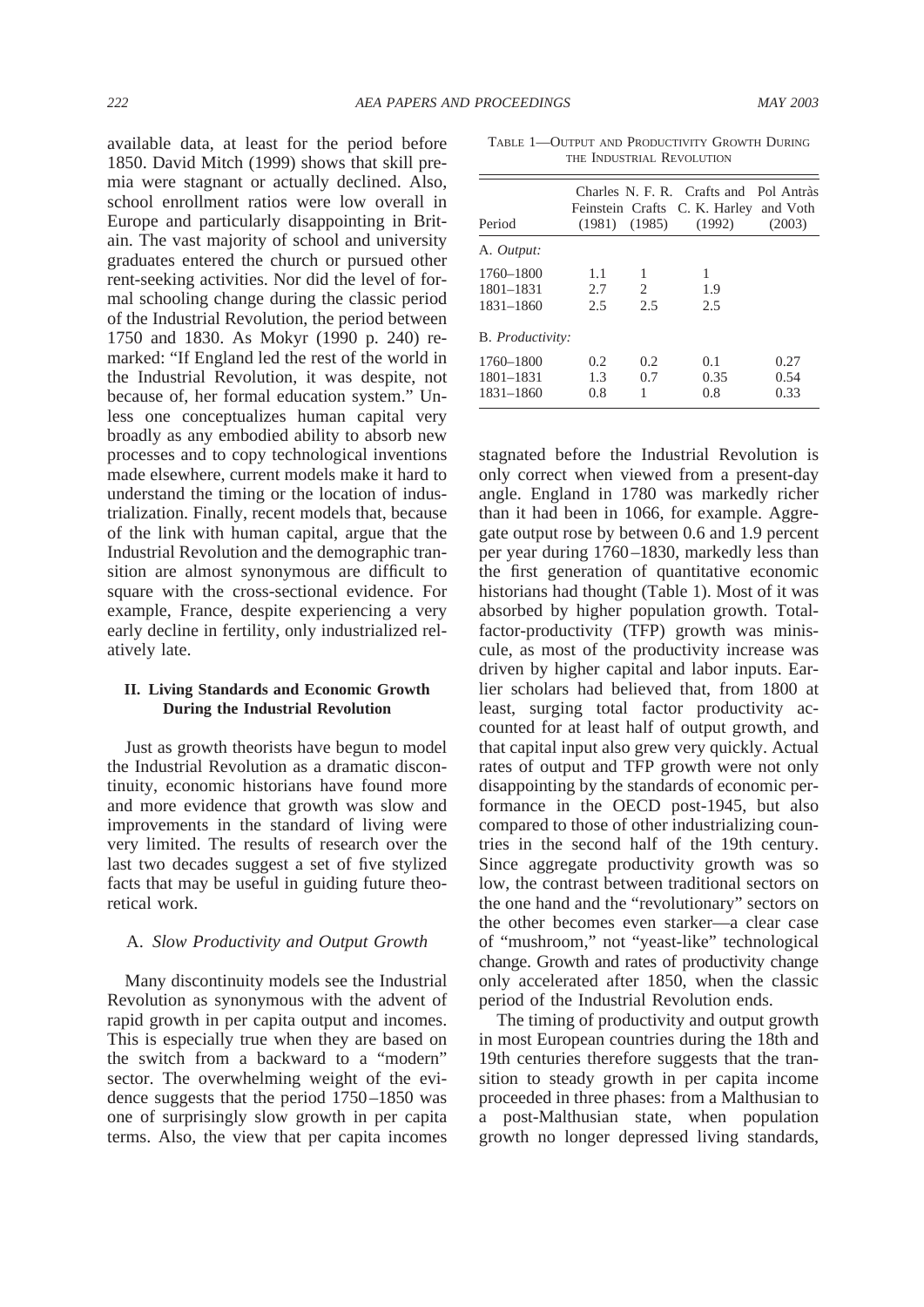available data, at least for the period before 1850. David Mitch (1999) shows that skill premia were stagnant or actually declined. Also, school enrollment ratios were low overall in Europe and particularly disappointing in Britain. The vast majority of school and university graduates entered the church or pursued other rent-seeking activities. Nor did the level of formal schooling change during the classic period of the Industrial Revolution, the period between 1750 and 1830. As Mokyr (1990 p. 240) remarked: "If England led the rest of the world in the Industrial Revolution, it was despite, not because of, her formal education system." Unless one conceptualizes human capital very broadly as any embodied ability to absorb new processes and to copy technological inventions made elsewhere, current models make it hard to understand the timing or the location of industrialization. Finally, recent models that, because of the link with human capital, argue that the Industrial Revolution and the demographic transition are almost synonymous are difficult to square with the cross-sectional evidence. For example, France, despite experiencing a very early decline in fertility, only industrialized relatively late.

## II. Living Standards and Economic Growth During the Industrial Revolution

Just as growth theorists have begun to model the Industrial Revolution as a dramatic discontinuity, economic historians have found more and more evidence that growth was slow and improvements in the standard of living were very limited. The results of research over the last two decades suggest a set of five stylized facts that may be useful in guiding future theoretical work.

### A. *Slow Productivity and Output Growth*

Many discontinuity models see the Industrial Revolution as synonymous with the advent of rapid growth in per capita output and incomes. This is especially true when they are based on the switch from a backward to a "modern" sector. The overwhelming weight of the evidence suggests that the period 1750–1850 was one of surprisingly slow growth in per capita terms. Also, the view that per capita incomes stagnated before the Industrial Revolution is only correct when viewed from a present-day angle. England in 1780 was markedly richer than it had been in 1066, for example. Aggregate output rose by between 0.6 and 1.9 percent per year during 1760–1830, markedly less than the first generation of quantitative economic historians had thought (Table 1). Most of it was absorbed by higher population growth. Total-factor-productivity (TFP) growth was minuscule, as most of the productivity increase was driven by higher capital and labor inputs. Earlier scholars had believed that, from 1800 at least, surging total factor productivity accounted for at least half of output growth, and that capital input also grew very quickly. Actual rates of output and TFP growth were not only disappointing by the standards of economic performance in the OECD post-1945, but also compared to those of other industrializing countries in the second half of the 19th century. Since aggregate productivity growth was so low, the contrast between traditional sectors on the one hand and the "revolutionary" sectors on the other becomes even starker—a clear case of "mushroom," not "yeast-like" technological change. Growth and rates of productivity change only accelerated after 1850, when the classic period of the Industrial Revolution ends.

TABLE 1—OUTPUT AND PRODUCTIVITY GROWTH DURING THE INDUSTRIAL REVOLUTION

| Period | Charles Feinstein (1981) | N. F. R. Crafts (1985) | Crafts and C. K. Harley (1992) | Pol Antràs and Voth (2003) |
|---|---|---|---|---|
| A. *Output:* | | | | |
| 1760–1800 | 1.1 | 1 | 1 | |
| 1801–1831 | 2.7 | 2 | 1.9 | |
| 1831–1860 | 2.5 | 2.5 | 2.5 | |
| B. *Productivity:* | | | | |
| 1760–1800 | 0.2 | 0.2 | 0.1 | 0.27 |
| 1801–1831 | 1.3 | 0.7 | 0.35 | 0.54 |
| 1831–1860 | 0.8 | 1 | 0.8 | 0.33 |

The timing of productivity and output growth in most European countries during the 18th and 19th centuries therefore suggests that the transition to steady growth in per capita income proceeded in three phases: from a Malthusian to a post-Malthusian state, when population growth no longer depressed living standards,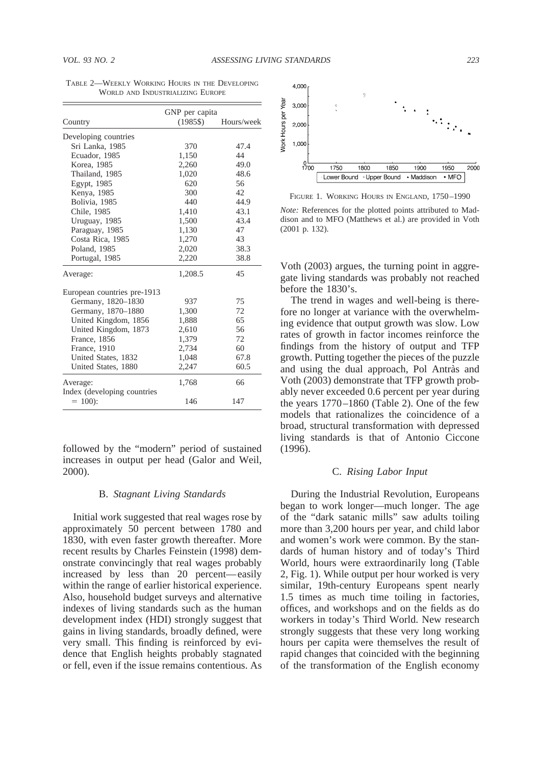TABLE 2—WEEKLY WORKING HOURS IN THE DEVELOPING WORLD AND INDUSTRIALIZING EUROPE

| Country | GNP per capita (1985$) | Hours/week |
|---|---|---|
| Developing countries | | |
| Sri Lanka, 1985 | 370 | 47.4 |
| Ecuador, 1985 | 1,150 | 44 |
| Korea, 1985 | 2,260 | 49.0 |
| Thailand, 1985 | 1,020 | 48.6 |
| Egypt, 1985 | 620 | 56 |
| Kenya, 1985 | 300 | 42 |
| Bolivia, 1985 | 440 | 44.9 |
| Chile, 1985 | 1,410 | 43.1 |
| Uruguay, 1985 | 1,500 | 43.4 |
| Paraguay, 1985 | 1,130 | 47 |
| Costa Rica, 1985 | 1,270 | 43 |
| Poland, 1985 | 2,020 | 38.3 |
| Portugal, 1985 | 2,220 | 38.8 |
| Average: | 1,208.5 | 45 |
| European countries pre-1913 | | |
| Germany, 1820–1830 | 937 | 75 |
| Germany, 1870–1880 | 1,300 | 72 |
| United Kingdom, 1856 | 1,888 | 65 |
| United Kingdom, 1873 | 2,610 | 56 |
| France, 1856 | 1,379 | 72 |
| France, 1910 | 2,734 | 60 |
| United States, 1832 | 1,048 | 67.8 |
| United States, 1880 | 2,247 | 60.5 |
| Average: | 1,768 | 66 |
| Index (developing countries = 100): | 146 | 147 |

followed by the "modern" period of sustained increases in output per head (Galor and Weil, 2000).

### B. *Stagnant Living Standards*

Initial work suggested that real wages rose by approximately 50 percent between 1780 and 1830, with even faster growth thereafter. More recent results by Charles Feinstein (1998) demonstrate convincingly that real wages probably increased by less than 20 percent—easily within the range of earlier historical experience. Also, household budget surveys and alternative indexes of living standards such as the human development index (HDI) strongly suggest that gains in living standards, broadly defined, were very small. This finding is reinforced by evidence that English heights probably stagnated or fell, even if the issue remains contentious. As Voth (2003) argues, the turning point in aggregate living standards was probably not reached before the 1830's.

The trend in wages and well-being is therefore no longer at variance with the overwhelming evidence that output growth was slow. Low rates of growth in factor incomes reinforce the findings from the history of output and TFP growth. Putting together the pieces of the puzzle and using the dual approach, Pol Antràs and Voth (2003) demonstrate that TFP growth probably never exceeded 0.6 percent per year during the years 1770–1860 (Table 2). One of the few models that rationalizes the coincidence of a broad, structural transformation with depressed living standards is that of Antonio Ciccone (1996).

FIGURE 1. WORKING HOURS IN ENGLAND, 1750–1990

*Note:* References for the plotted points attributed to Maddison and to MFO (Matthews et al.) are provided in Voth (2001 p. 132).

### C. *Rising Labor Input*

During the Industrial Revolution, Europeans began to work longer—much longer. The age of the "dark satanic mills" saw adults toiling more than 3,200 hours per year, and child labor and women's work were common. By the standards of human history and of today's Third World, hours were extraordinarily long (Table 2, Fig. 1). While output per hour worked is very similar, 19th-century Europeans spent nearly 1.5 times as much time toiling in factories, offices, and workshops and on the fields as do workers in today's Third World. New research strongly suggests that these very long working hours per capita were themselves the result of rapid changes that coincided with the beginning of the transformation of the English economy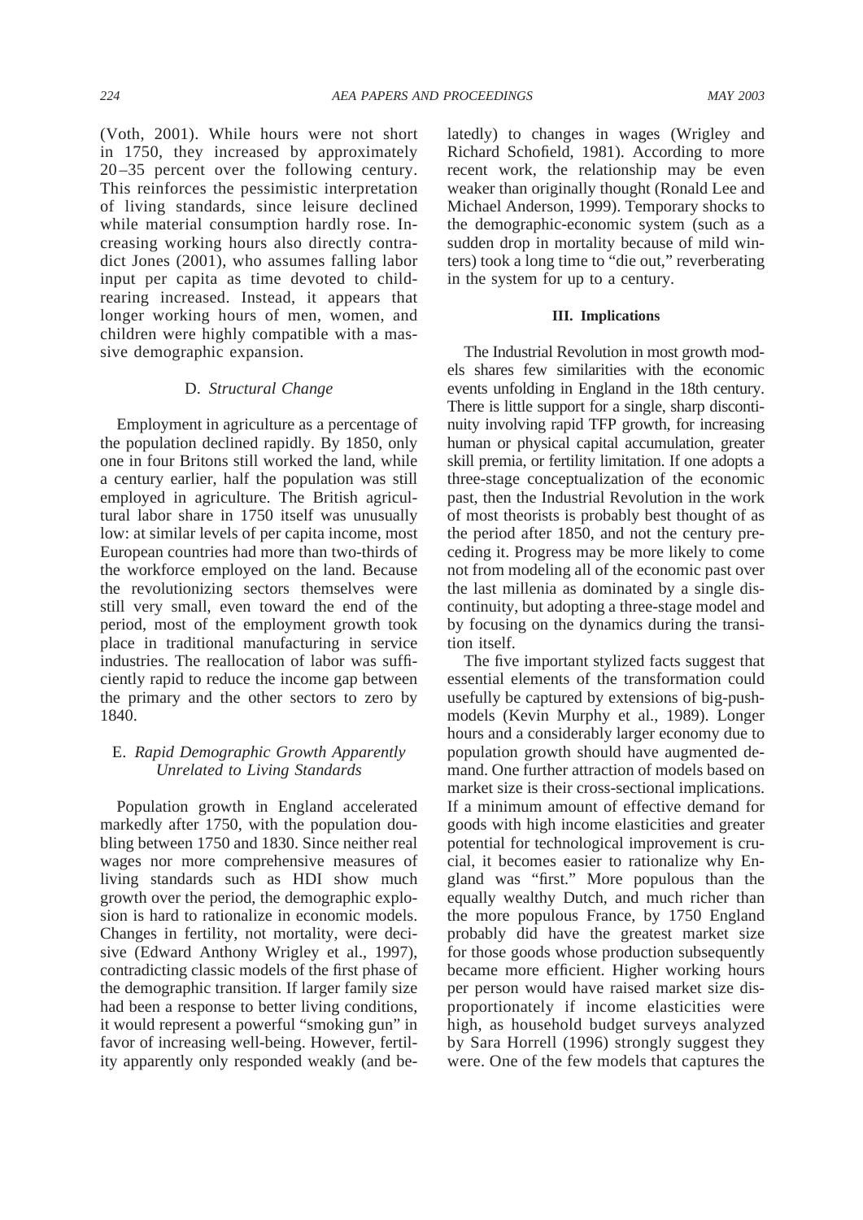(Voth, 2001). While hours were not short in 1750, they increased by approximately 20–35 percent over the following century. This reinforces the pessimistic interpretation of living standards, since leisure declined while material consumption hardly rose. Increasing working hours also directly contradict Jones (2001), who assumes falling labor input per capita as time devoted to child-rearing increased. Instead, it appears that longer working hours of men, women, and children were highly compatible with a massive demographic expansion.

### D. *Structural Change*

Employment in agriculture as a percentage of the population declined rapidly. By 1850, only one in four Britons still worked the land, while a century earlier, half the population was still employed in agriculture. The British agricultural labor share in 1750 itself was unusually low: at similar levels of per capita income, most European countries had more than two-thirds of the workforce employed on the land. Because the revolutionizing sectors themselves were still very small, even toward the end of the period, most of the employment growth took place in traditional manufacturing in service industries. The reallocation of labor was sufficiently rapid to reduce the income gap between the primary and the other sectors to zero by 1840.

### E. *Rapid Demographic Growth Apparently Unrelated to Living Standards*

Population growth in England accelerated markedly after 1750, with the population doubling between 1750 and 1830. Since neither real wages nor more comprehensive measures of living standards such as HDI show much growth over the period, the demographic explosion is hard to rationalize in economic models. Changes in fertility, not mortality, were decisive (Edward Anthony Wrigley et al., 1997), contradicting classic models of the first phase of the demographic transition. If larger family size had been a response to better living conditions, it would represent a powerful "smoking gun" in favor of increasing well-being. However, fertility apparently only responded weakly (and belatedly) to changes in wages (Wrigley and Richard Schofield, 1981). According to more recent work, the relationship may be even weaker than originally thought (Ronald Lee and Michael Anderson, 1999). Temporary shocks to the demographic-economic system (such as a sudden drop in mortality because of mild winters) took a long time to "die out," reverberating in the system for up to a century.

## III. Implications

The Industrial Revolution in most growth models shares few similarities with the economic events unfolding in England in the 18th century. There is little support for a single, sharp discontinuity involving rapid TFP growth, for increasing human or physical capital accumulation, greater skill premia, or fertility limitation. If one adopts a three-stage conceptualization of the economic past, then the Industrial Revolution in the work of most theorists is probably best thought of as the period after 1850, and not the century preceding it. Progress may be more likely to come not from modeling all of the economic past over the last millenia as dominated by a single discontinuity, but adopting a three-stage model and by focusing on the dynamics during the transition itself.

The five important stylized facts suggest that essential elements of the transformation could usefully be captured by extensions of big-push-models (Kevin Murphy et al., 1989). Longer hours and a considerably larger economy due to population growth should have augmented demand. One further attraction of models based on market size is their cross-sectional implications. If a minimum amount of effective demand for goods with high income elasticities and greater potential for technological improvement is crucial, it becomes easier to rationalize why England was "first." More populous than the equally wealthy Dutch, and much richer than the more populous France, by 1750 England probably did have the greatest market size for those goods whose production subsequently became more efficient. Higher working hours per person would have raised market size disproportionately if income elasticities were high, as household budget surveys analyzed by Sara Horrell (1996) strongly suggest they were. One of the few models that captures the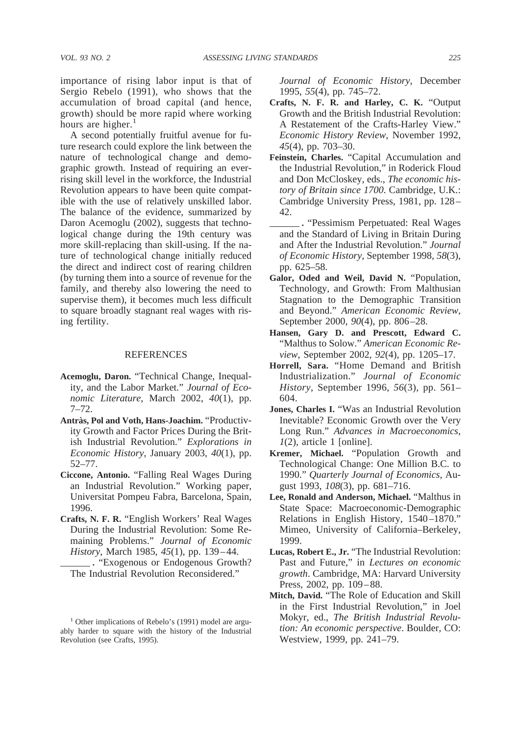importance of rising labor input is that of Sergio Rebelo (1991), who shows that the accumulation of broad capital (and hence, growth) should be more rapid where working hours are higher.[1]

A second potentially fruitful avenue for future research could explore the link between the nature of technological change and demographic growth. Instead of requiring an ever-rising skill level in the workforce, the Industrial Revolution appears to have been quite compatible with the use of relatively unskilled labor. The balance of the evidence, summarized by Daron Acemoglu (2002), suggests that technological change during the 19th century was more skill-replacing than skill-using. If the nature of technological change initially reduced the direct and indirect cost of rearing children (by turning them into a source of revenue for the family, and thereby also lowering the need to supervise them), it becomes much less difficult to square broadly stagnant real wages with rising fertility.

[1] Other implications of Rebelo's (1991) model are arguably harder to square with the history of the Industrial Revolution (see Crafts, 1995).

## REFERENCES

**Acemoglu, Daron.** "Technical Change, Inequality, and the Labor Market." *Journal of Economic Literature*, March 2002, *40*(1), pp. 7–72.

**Antràs, Pol and Voth, Hans-Joachim.** "Productivity Growth and Factor Prices During the British Industrial Revolution." *Explorations in Economic History*, January 2003, *40*(1), pp. 52–77.

**Ciccone, Antonio.** "Falling Real Wages During an Industrial Revolution." Working paper, Universitat Pompeu Fabra, Barcelona, Spain, 1996.

**Crafts, N. F. R.** "English Workers' Real Wages During the Industrial Revolution: Some Remaining Problems." *Journal of Economic History*, March 1985, *45*(1), pp. 139–44.

______. "Exogenous or Endogenous Growth? The Industrial Revolution Reconsidered." *Journal of Economic History*, December 1995, *55*(4), pp. 745–72.

**Crafts, N. F. R. and Harley, C. K.** "Output Growth and the British Industrial Revolution: A Restatement of the Crafts-Harley View." *Economic History Review*, November 1992, *45*(4), pp. 703–30.

**Feinstein, Charles.** "Capital Accumulation and the Industrial Revolution," in Roderick Floud and Don McCloskey, eds., *The economic history of Britain since 1700*. Cambridge, U.K.: Cambridge University Press, 1981, pp. 128–42.

______. "Pessimism Perpetuated: Real Wages and the Standard of Living in Britain During and After the Industrial Revolution." *Journal of Economic History*, September 1998, *58*(3), pp. 625–58.

**Galor, Oded and Weil, David N.** "Population, Technology, and Growth: From Malthusian Stagnation to the Demographic Transition and Beyond." *American Economic Review*, September 2000, *90*(4), pp. 806–28.

**Hansen, Gary D. and Prescott, Edward C.** "Malthus to Solow." *American Economic Review*, September 2002, *92*(4), pp. 1205–17.

**Horrell, Sara.** "Home Demand and British Industrialization." *Journal of Economic History*, September 1996, *56*(3), pp. 561–604.

**Jones, Charles I.** "Was an Industrial Revolution Inevitable? Economic Growth over the Very Long Run." *Advances in Macroeconomics*, *1*(2), article 1 [online].

**Kremer, Michael.** "Population Growth and Technological Change: One Million B.C. to 1990." *Quarterly Journal of Economics*, August 1993, *108*(3), pp. 681–716.

**Lee, Ronald and Anderson, Michael.** "Malthus in State Space: Macroeconomic-Demographic Relations in English History, 1540–1870." Mimeo, University of California–Berkeley, 1999.

**Lucas, Robert E., Jr.** "The Industrial Revolution: Past and Future," in *Lectures on economic growth*. Cambridge, MA: Harvard University Press, 2002, pp. 109–88.

**Mitch, David.** "The Role of Education and Skill in the First Industrial Revolution," in Joel Mokyr, ed., *The British Industrial Revolution: An economic perspective*. Boulder, CO: Westview, 1999, pp. 241–79.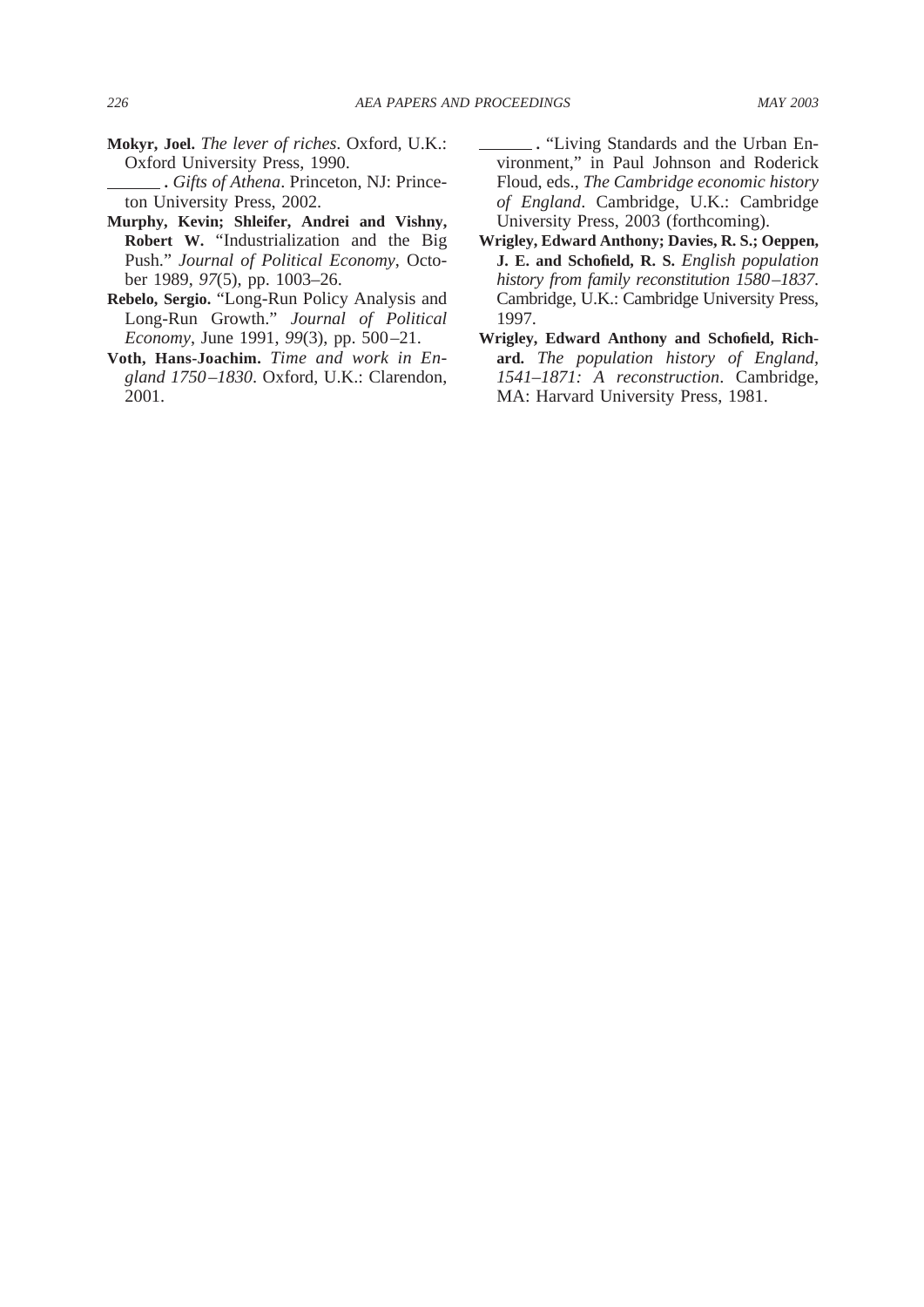**Mokyr, Joel.** *The lever of riches*. Oxford, U.K.: Oxford University Press, 1990.

______ . *Gifts of Athena*. Princeton, NJ: Princeton University Press, 2002.

**Murphy, Kevin; Shleifer, Andrei and Vishny, Robert W.** "Industrialization and the Big Push." *Journal of Political Economy*, October 1989, *97*(5), pp. 1003–26.

**Rebelo, Sergio.** "Long-Run Policy Analysis and Long-Run Growth." *Journal of Political Economy*, June 1991, *99*(3), pp. 500–21.

**Voth, Hans-Joachim.** *Time and work in England 1750–1830*. Oxford, U.K.: Clarendon, 2001.

______ . "Living Standards and the Urban Environment," in Paul Johnson and Roderick Floud, eds., *The Cambridge economic history of England*. Cambridge, U.K.: Cambridge University Press, 2003 (forthcoming).

**Wrigley, Edward Anthony; Davies, R. S.; Oeppen, J. E. and Schofield, R. S.** *English population history from family reconstitution 1580–1837*. Cambridge, U.K.: Cambridge University Press, 1997.

**Wrigley, Edward Anthony and Schofield, Richard.** *The population history of England, 1541–1871: A reconstruction*. Cambridge, MA: Harvard University Press, 1981.